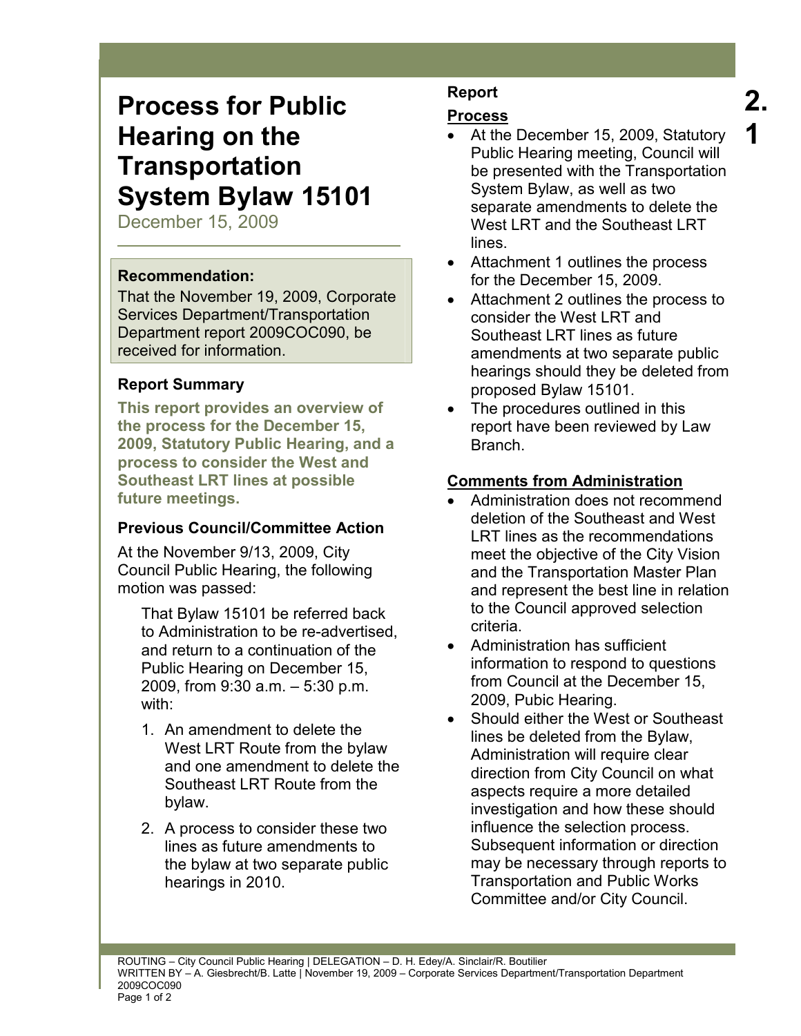# Process for Public Hearing on the Transportation System Bylaw 15101

December 15, 2009

2.1

**Recommendation:**

That the November 19, 2009, Corporate Services Department/Transportation Department report 2009COC090, be received for information.

### Report Summary

**This report provides an overview of the process for the December 15, 2009, Statutory Public Hearing, and a process to consider the West and Southeast LRT lines at possible future meetings.**

### Previous Council/Committee Action

At the November 9/13, 2009, City Council Public Hearing, the following motion was passed:

> That Bylaw 15101 be referred back to Administration to be re-advertised, and return to a continuation of the Public Hearing on December 15, 2009, from 9:30 a.m. – 5:30 p.m. with:
>
> 1. An amendment to delete the West LRT Route from the bylaw and one amendment to delete the Southeast LRT Route from the bylaw.
> 2. A process to consider these two lines as future amendments to the bylaw at two separate public hearings in 2010.

### Report

#### Process

- At the December 15, 2009, Statutory Public Hearing meeting, Council will be presented with the Transportation System Bylaw, as well as two separate amendments to delete the West LRT and the Southeast LRT lines.
- Attachment 1 outlines the process for the December 15, 2009.
- Attachment 2 outlines the process to consider the West LRT and Southeast LRT lines as future amendments at two separate public hearings should they be deleted from proposed Bylaw 15101.
- The procedures outlined in this report have been reviewed by Law Branch.

#### Comments from Administration

- Administration does not recommend deletion of the Southeast and West LRT lines as the recommendations meet the objective of the City Vision and the Transportation Master Plan and represent the best line in relation to the Council approved selection criteria.
- Administration has sufficient information to respond to questions from Council at the December 15, 2009, Pubic Hearing.
- Should either the West or Southeast lines be deleted from the Bylaw, Administration will require clear direction from City Council on what aspects require a more detailed investigation and how these should influence the selection process. Subsequent information or direction may be necessary through reports to Transportation and Public Works Committee and/or City Council.

ROUTING – City Council Public Hearing | DELEGATION – D. H. Edey/A. Sinclair/R. Boutilier
WRITTEN BY – A. Giesbrecht/B. Latte | November 19, 2009 – Corporate Services Department/Transportation Department
2009COC090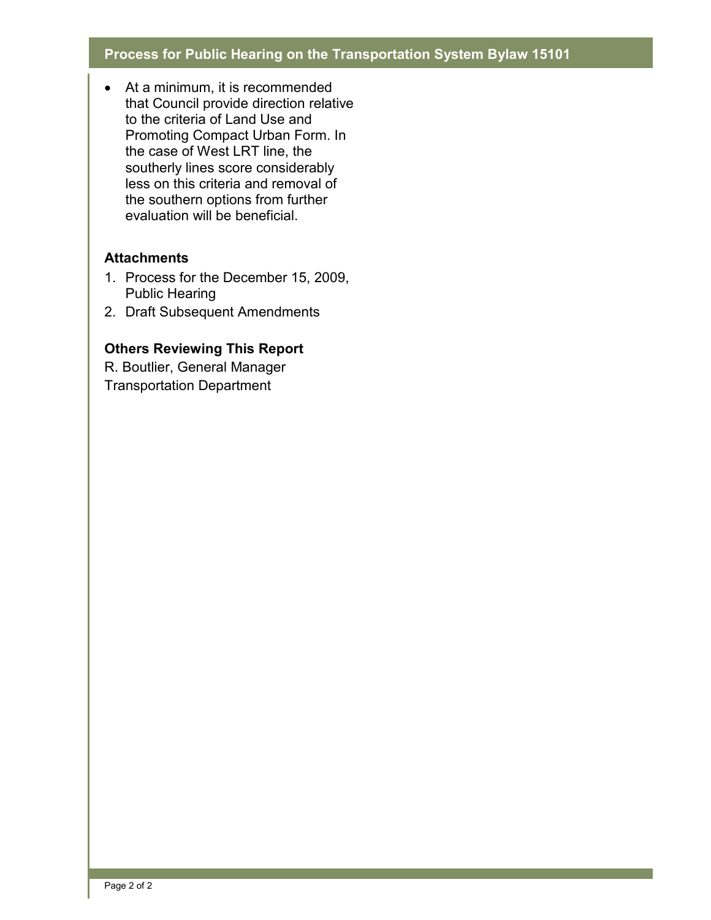- At a minimum, it is recommended that Council provide direction relative to the criteria of Land Use and Promoting Compact Urban Form. In the case of West LRT line, the southerly lines score considerably less on this criteria and removal of the southern options from further evaluation will be beneficial.

### Attachments

1. Process for the December 15, 2009, Public Hearing
2. Draft Subsequent Amendments

### Others Reviewing This Report

R. Boutlier, General Manager
Transportation Department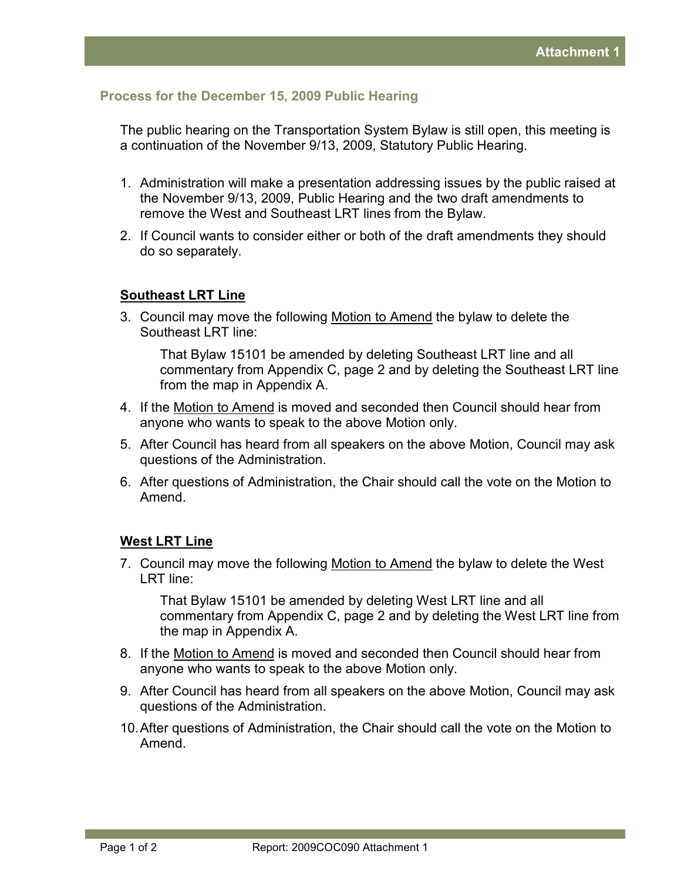**Attachment 1**

## Process for the December 15, 2009 Public Hearing

The public hearing on the Transportation System Bylaw is still open, this meeting is a continuation of the November 9/13, 2009, Statutory Public Hearing.

1. Administration will make a presentation addressing issues by the public raised at the November 9/13, 2009, Public Hearing and the two draft amendments to remove the West and Southeast LRT lines from the Bylaw.
2. If Council wants to consider either or both of the draft amendments they should do so separately.

### Southeast LRT Line

3. Council may move the following Motion to Amend the bylaw to delete the Southeast LRT line:

    That Bylaw 15101 be amended by deleting Southeast LRT line and all commentary from Appendix C, page 2 and by deleting the Southeast LRT line from the map in Appendix A.

4. If the Motion to Amend is moved and seconded then Council should hear from anyone who wants to speak to the above Motion only.
5. After Council has heard from all speakers on the above Motion, Council may ask questions of the Administration.
6. After questions of Administration, the Chair should call the vote on the Motion to Amend.

### West LRT Line

7. Council may move the following Motion to Amend the bylaw to delete the West LRT line:

    That Bylaw 15101 be amended by deleting West LRT line and all commentary from Appendix C, page 2 and by deleting the West LRT line from the map in Appendix A.

8. If the Motion to Amend is moved and seconded then Council should hear from anyone who wants to speak to the above Motion only.
9. After Council has heard from all speakers on the above Motion, Council may ask questions of the Administration.
10. After questions of Administration, the Chair should call the vote on the Motion to Amend.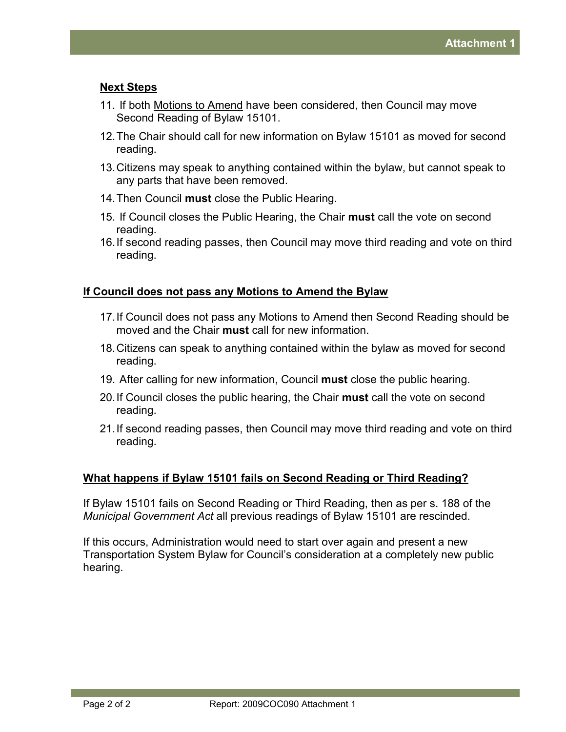## Next Steps

11. If both <u>Motions to Amend</u> have been considered, then Council may move Second Reading of Bylaw 15101.
12. The Chair should call for new information on Bylaw 15101 as moved for second reading.
13. Citizens may speak to anything contained within the bylaw, but cannot speak to any parts that have been removed.
14. Then Council **must** close the Public Hearing.
15. If Council closes the Public Hearing, the Chair **must** call the vote on second reading.
16. If second reading passes, then Council may move third reading and vote on third reading.

## If Council does not pass any Motions to Amend the Bylaw

17. If Council does not pass any Motions to Amend then Second Reading should be moved and the Chair **must** call for new information.
18. Citizens can speak to anything contained within the bylaw as moved for second reading.
19. After calling for new information, Council **must** close the public hearing.
20. If Council closes the public hearing, the Chair **must** call the vote on second reading.
21. If second reading passes, then Council may move third reading and vote on third reading.

## What happens if Bylaw 15101 fails on Second Reading or Third Reading?

If Bylaw 15101 fails on Second Reading or Third Reading, then as per s. 188 of the *Municipal Government Act* all previous readings of Bylaw 15101 are rescinded.

If this occurs, Administration would need to start over again and present a new Transportation System Bylaw for Council's consideration at a completely new public hearing.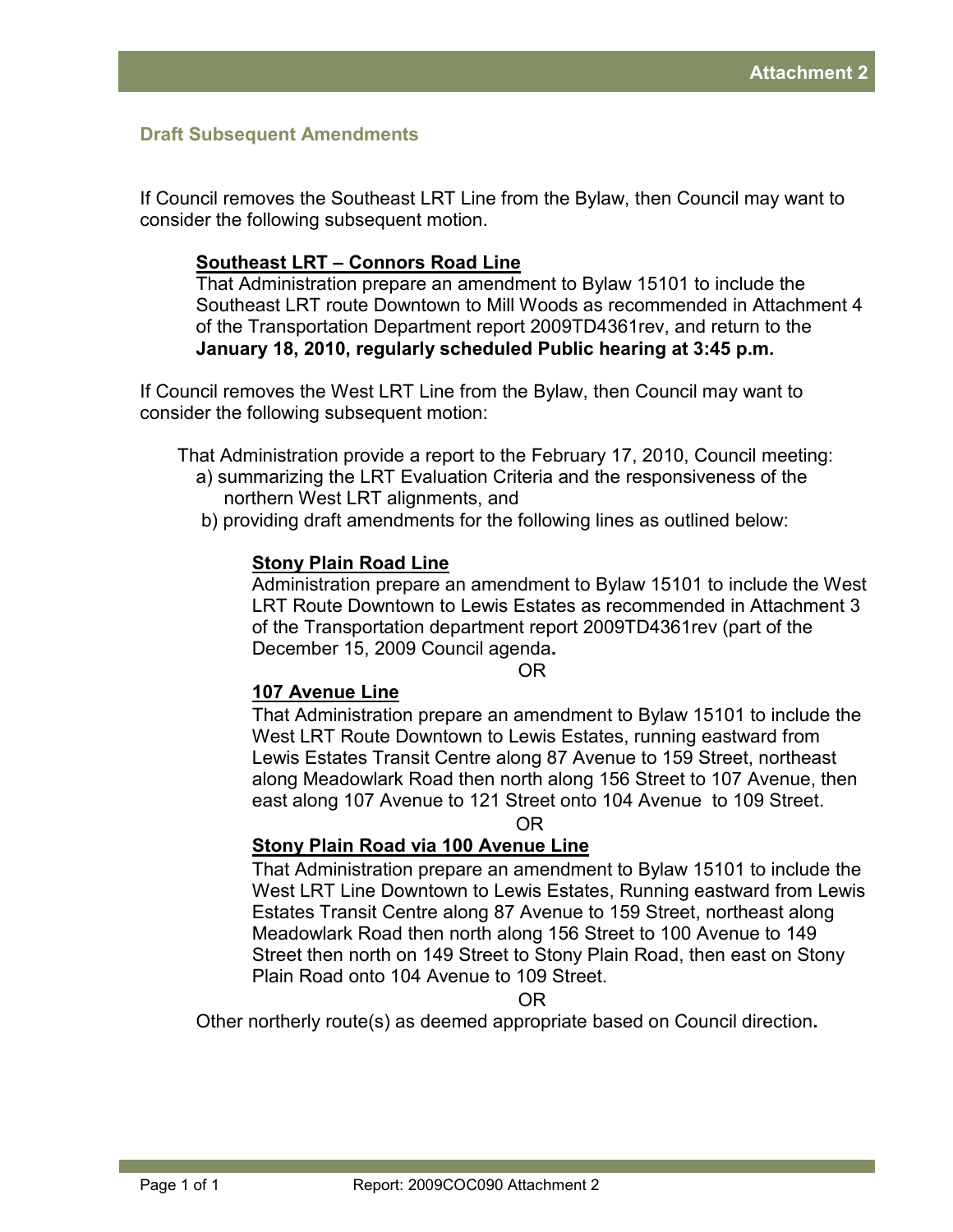**Attachment 2**

## Draft Subsequent Amendments

If Council removes the Southeast LRT Line from the Bylaw, then Council may want to consider the following subsequent motion.

> **<u>Southeast LRT – Connors Road Line</u>**
> That Administration prepare an amendment to Bylaw 15101 to include the Southeast LRT route Downtown to Mill Woods as recommended in Attachment 4 of the Transportation Department report 2009TD4361rev, and return to the **January 18, 2010, regularly scheduled Public hearing at 3:45 p.m.**

If Council removes the West LRT Line from the Bylaw, then Council may want to consider the following subsequent motion:

That Administration provide a report to the February 17, 2010, Council meeting:

a) summarizing the LRT Evaluation Criteria and the responsiveness of the northern West LRT alignments, and

b) providing draft amendments for the following lines as outlined below:

> **<u>Stony Plain Road Line</u>**
> Administration prepare an amendment to Bylaw 15101 to include the West LRT Route Downtown to Lewis Estates as recommended in Attachment 3 of the Transportation department report 2009TD4361rev (part of the December 15, 2009 Council agenda**.**
>
> OR
>
> **<u>107 Avenue Line</u>**
> That Administration prepare an amendment to Bylaw 15101 to include the West LRT Route Downtown to Lewis Estates, running eastward from Lewis Estates Transit Centre along 87 Avenue to 159 Street, northeast along Meadowlark Road then north along 156 Street to 107 Avenue, then east along 107 Avenue to 121 Street onto 104 Avenue to 109 Street.
>
> OR
>
> **<u>Stony Plain Road via 100 Avenue Line</u>**
> That Administration prepare an amendment to Bylaw 15101 to include the West LRT Line Downtown to Lewis Estates, Running eastward from Lewis Estates Transit Centre along 87 Avenue to 159 Street, northeast along Meadowlark Road then north along 156 Street to 100 Avenue to 149 Street then north on 149 Street to Stony Plain Road, then east on Stony Plain Road onto 104 Avenue to 109 Street.
>
> OR

Other northerly route(s) as deemed appropriate based on Council direction**.**